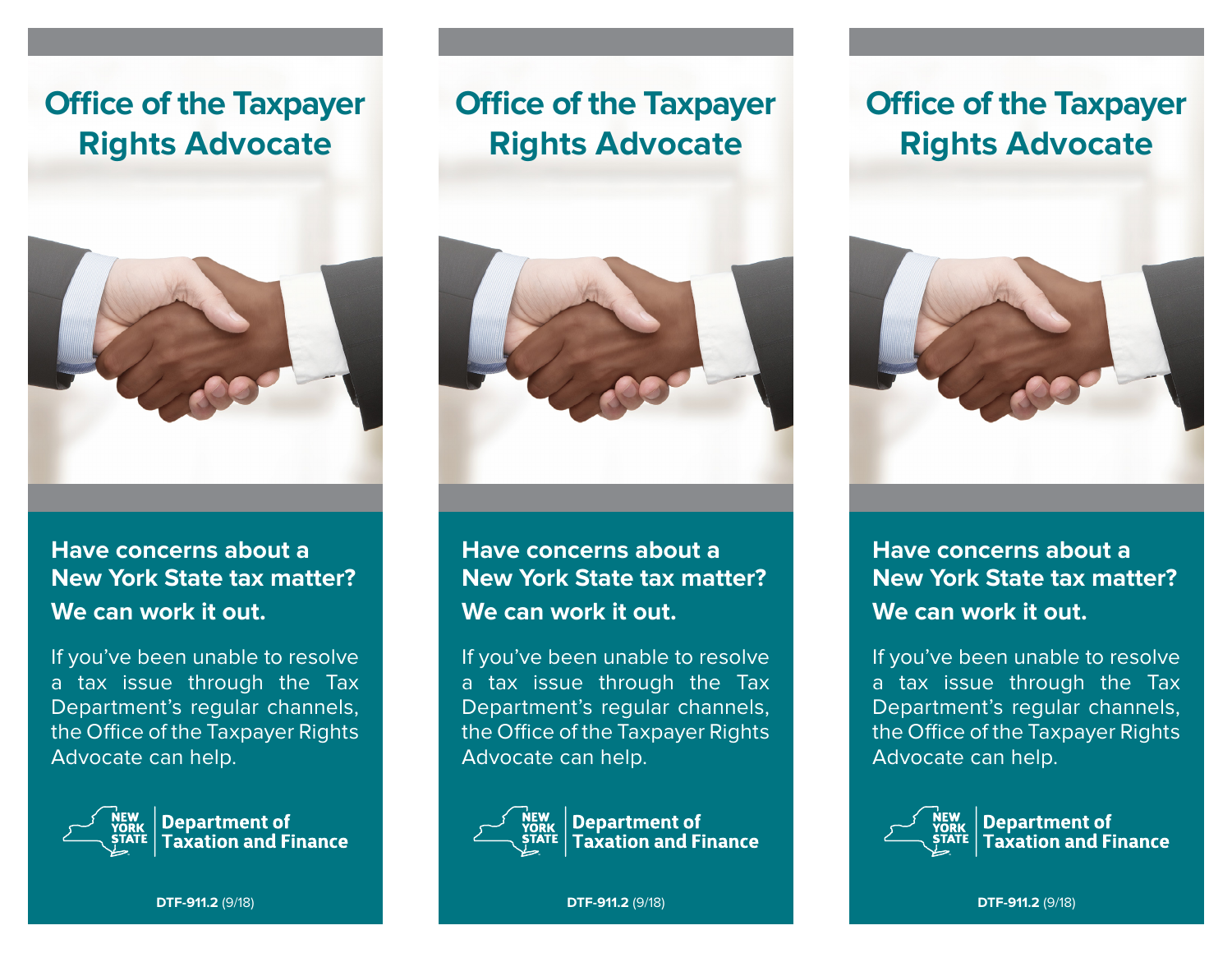# Office of the Taxpayer Rights Advocate

**Have concerns about a New York State tax matter?**

**We can work it out.**

If you've been unable to resolve a tax issue through the Tax Department's regular channels, the Office of the Taxpayer Rights Advocate can help.

NEW YORK STATE | **Department of Taxation and Finance**

**DTF-911.2** (9/18)

# Office of the Taxpayer Rights Advocate

**Have concerns about a New York State tax matter?**

**We can work it out.**

If you've been unable to resolve a tax issue through the Tax Department's regular channels, the Office of the Taxpayer Rights Advocate can help.

NEW YORK STATE | **Department of Taxation and Finance**

**DTF-911.2** (9/18)

# Office of the Taxpayer Rights Advocate

**Have concerns about a New York State tax matter?**

**We can work it out.**

If you've been unable to resolve a tax issue through the Tax Department's regular channels, the Office of the Taxpayer Rights Advocate can help.

NEW YORK STATE | **Department of Taxation and Finance**

**DTF-911.2** (9/18)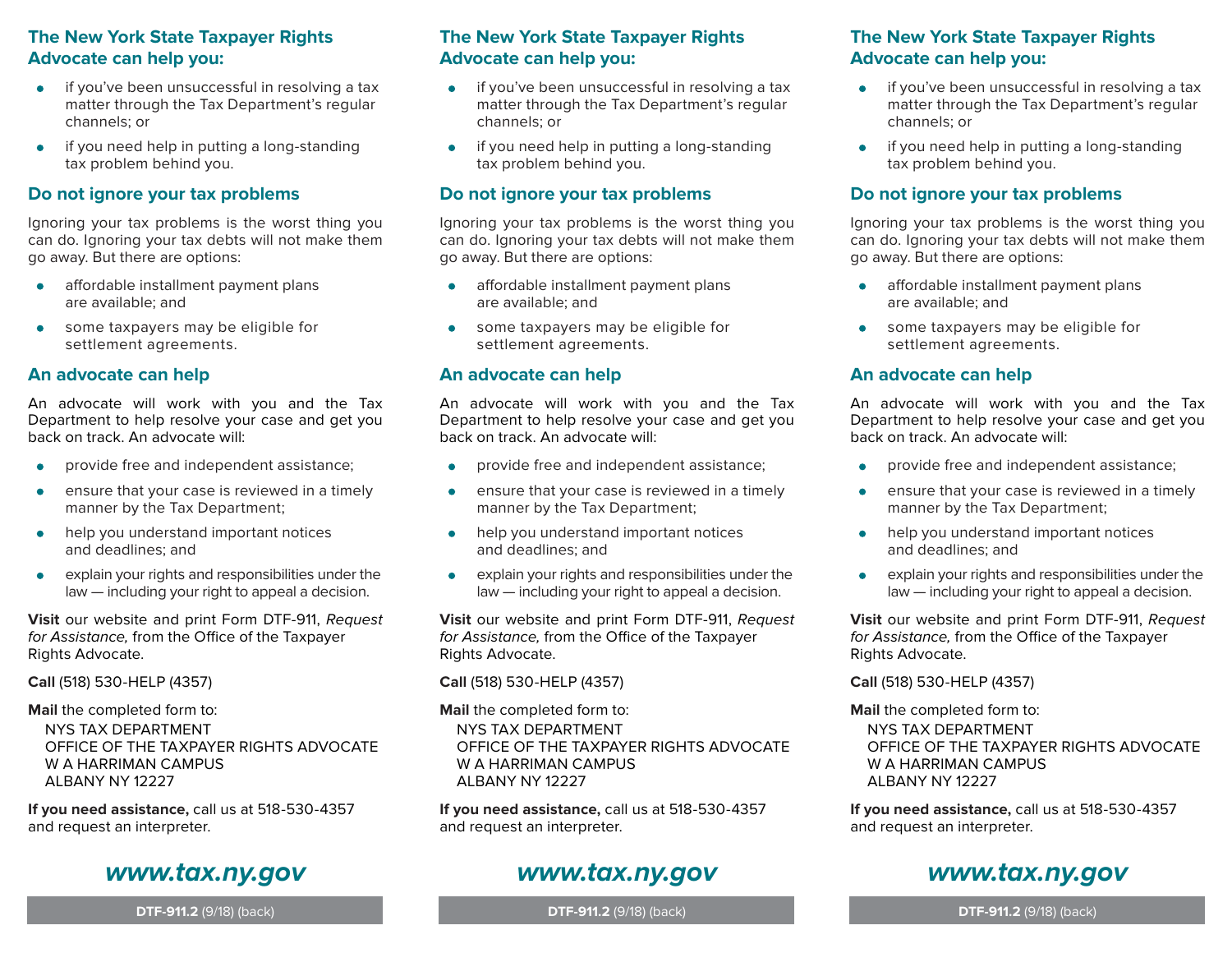## The New York State Taxpayer Rights Advocate can help you:

- if you've been unsuccessful in resolving a tax matter through the Tax Department's regular channels; or
- if you need help in putting a long-standing tax problem behind you.

## Do not ignore your tax problems

Ignoring your tax problems is the worst thing you can do. Ignoring your tax debts will not make them go away. But there are options:

- affordable installment payment plans are available; and
- some taxpayers may be eligible for settlement agreements.

## An advocate can help

An advocate will work with you and the Tax Department to help resolve your case and get you back on track. An advocate will:

- provide free and independent assistance;
- ensure that your case is reviewed in a timely manner by the Tax Department;
- help you understand important notices and deadlines; and
- explain your rights and responsibilities under the law — including your right to appeal a decision.

**Visit** our website and print Form DTF-911, *Request for Assistance,* from the Office of the Taxpayer Rights Advocate.

**Call** (518) 530-HELP (4357)

**Mail** the completed form to:

NYS TAX DEPARTMENT
OFFICE OF THE TAXPAYER RIGHTS ADVOCATE
W A HARRIMAN CAMPUS
ALBANY NY 12227

**If you need assistance,** call us at 518-530-4357 and request an interpreter.

***www.tax.ny.gov***

**DTF-911.2** (9/18) (back)

## The New York State Taxpayer Rights Advocate can help you:

- if you've been unsuccessful in resolving a tax matter through the Tax Department's regular channels; or
- if you need help in putting a long-standing tax problem behind you.

## Do not ignore your tax problems

Ignoring your tax problems is the worst thing you can do. Ignoring your tax debts will not make them go away. But there are options:

- affordable installment payment plans are available; and
- some taxpayers may be eligible for settlement agreements.

## An advocate can help

An advocate will work with you and the Tax Department to help resolve your case and get you back on track. An advocate will:

- provide free and independent assistance;
- ensure that your case is reviewed in a timely manner by the Tax Department;
- help you understand important notices and deadlines; and
- explain your rights and responsibilities under the law — including your right to appeal a decision.

**Visit** our website and print Form DTF-911, *Request for Assistance,* from the Office of the Taxpayer Rights Advocate.

**Call** (518) 530-HELP (4357)

**Mail** the completed form to:

NYS TAX DEPARTMENT
OFFICE OF THE TAXPAYER RIGHTS ADVOCATE
W A HARRIMAN CAMPUS
ALBANY NY 12227

**If you need assistance,** call us at 518-530-4357 and request an interpreter.

***www.tax.ny.gov***

**DTF-911.2** (9/18) (back)

## The New York State Taxpayer Rights Advocate can help you:

- if you've been unsuccessful in resolving a tax matter through the Tax Department's regular channels; or
- if you need help in putting a long-standing tax problem behind you.

## Do not ignore your tax problems

Ignoring your tax problems is the worst thing you can do. Ignoring your tax debts will not make them go away. But there are options:

- affordable installment payment plans are available; and
- some taxpayers may be eligible for settlement agreements.

## An advocate can help

An advocate will work with you and the Tax Department to help resolve your case and get you back on track. An advocate will:

- provide free and independent assistance;
- ensure that your case is reviewed in a timely manner by the Tax Department;
- help you understand important notices and deadlines; and
- explain your rights and responsibilities under the law — including your right to appeal a decision.

**Visit** our website and print Form DTF-911, *Request for Assistance,* from the Office of the Taxpayer Rights Advocate.

**Call** (518) 530-HELP (4357)

**Mail** the completed form to:

NYS TAX DEPARTMENT
OFFICE OF THE TAXPAYER RIGHTS ADVOCATE
W A HARRIMAN CAMPUS
ALBANY NY 12227

**If you need assistance,** call us at 518-530-4357 and request an interpreter.

***www.tax.ny.gov***

**DTF-911.2** (9/18) (back)